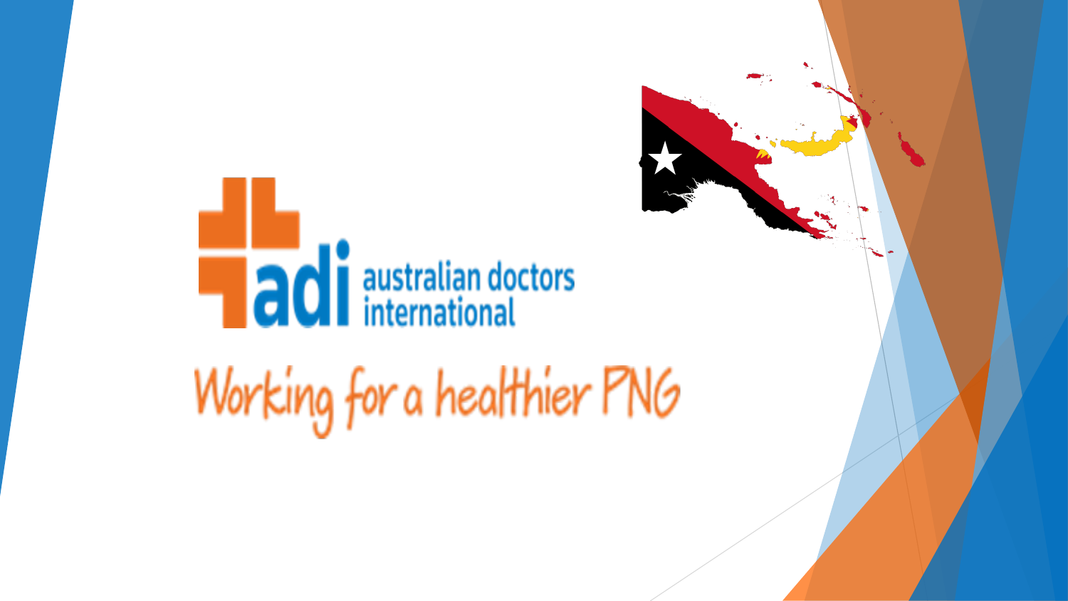adi australian doctors international

Working for a healthier PNG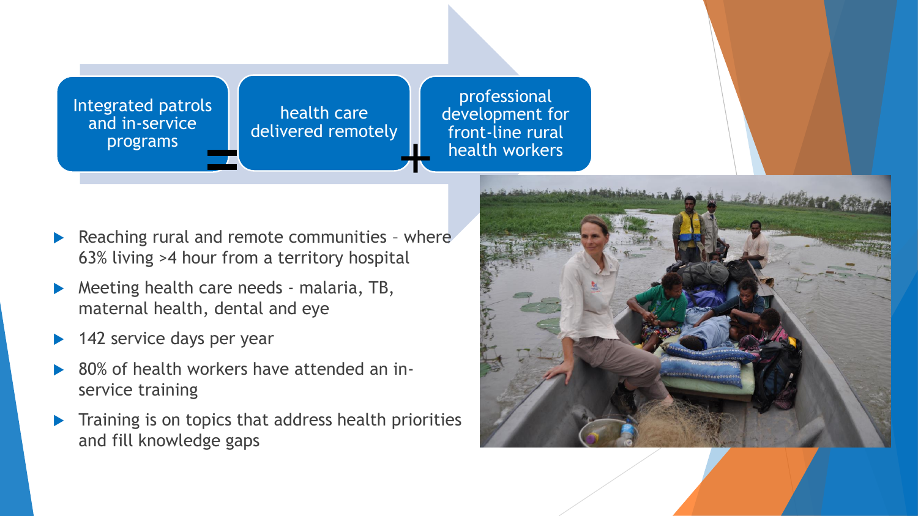Integrated patrols and in-service programs = health care delivered remotely + professional development for front-line rural health workers

- Reaching rural and remote communities – where 63% living >4 hour from a territory hospital
- Meeting health care needs - malaria, TB, maternal health, dental and eye
- 142 service days per year
- 80% of health workers have attended an in-service training
- Training is on topics that address health priorities and fill knowledge gaps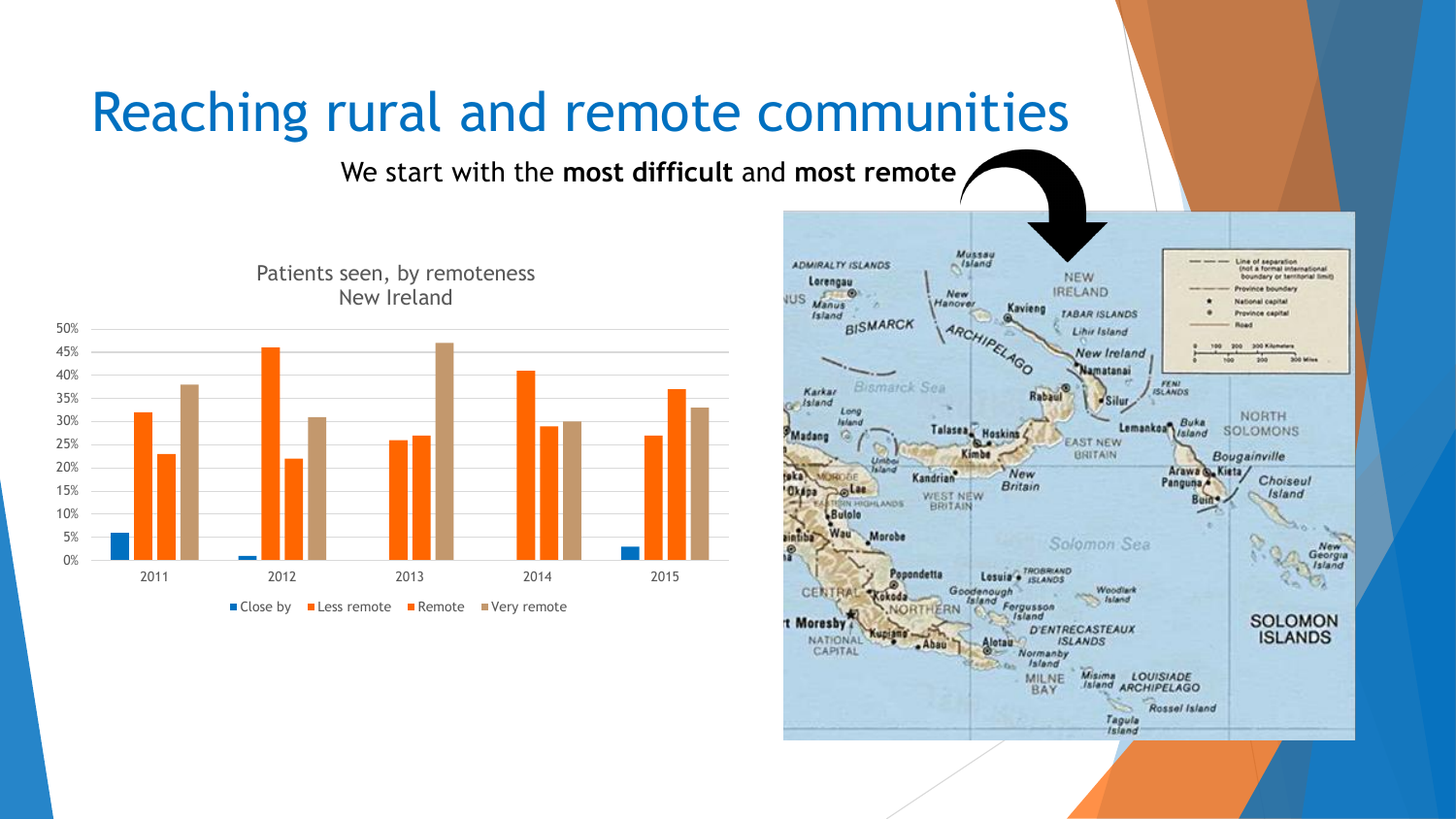# Reaching rural and remote communities

We start with the **most difficult** and **most remote**

Patients seen, by remoteness
New Ireland

| Year | Close by | Less remote | Remote | Very remote |
|---|---|---|---|---|
| 2011 | 6% | 32% | 23% | 38% |
| 2012 | 1% | 46% | 22% | 31% |
| 2013 | | 26% | 27% | 47% |
| 2014 | | 41% | 29% | 30% |
| 2015 | 3% | 27% | 37% | 33% |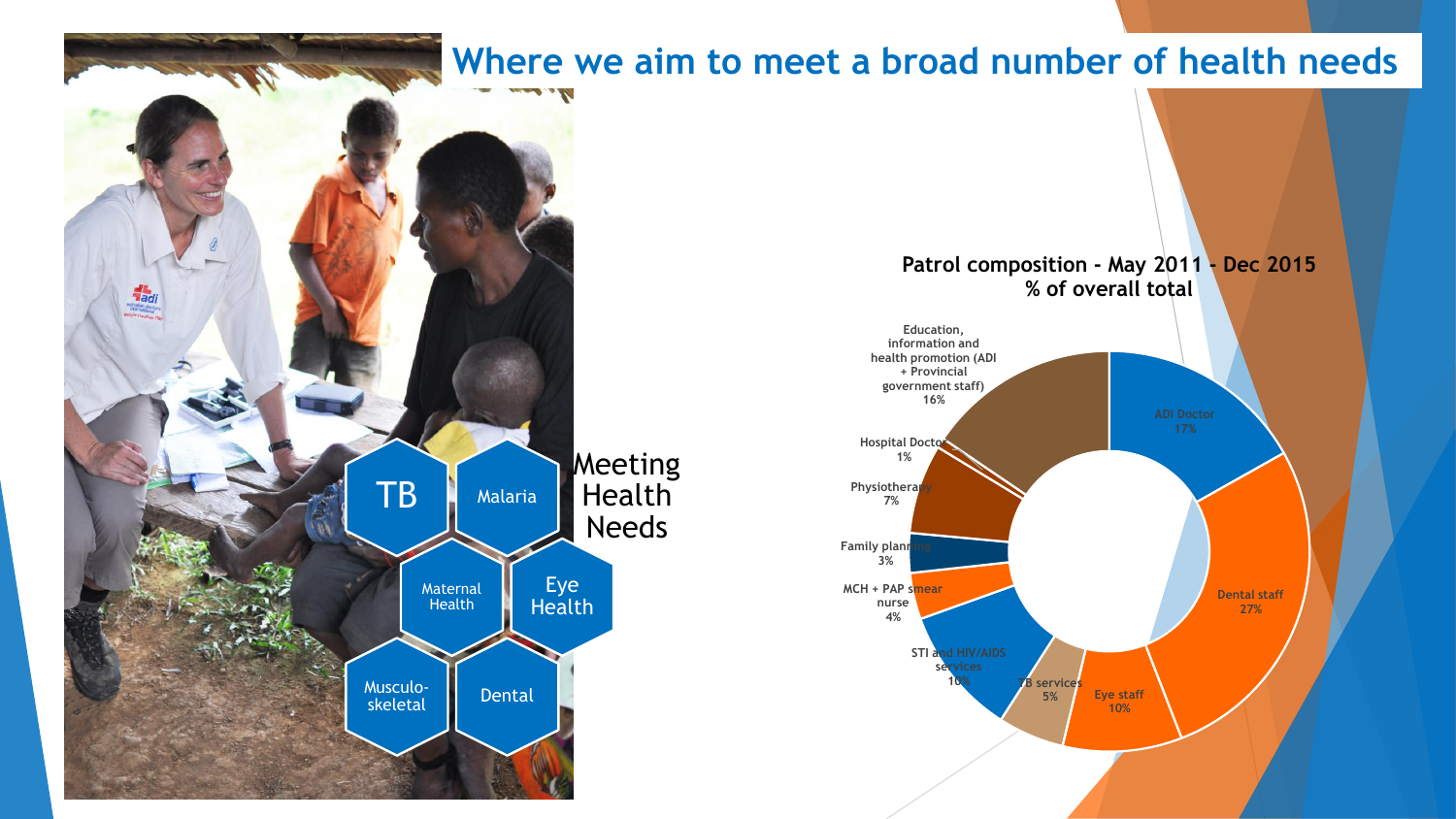# Where we aim to meet a broad number of health needs

TB

Malaria

Maternal Health

Eye Health

Musculo-skeletal

Dental

Meeting Health Needs

**Patrol composition - May 2011 - Dec 2015**
**% of overall total**

| Category | % |
|---|---|
| ADI Doctor | 17% |
| Dental staff | 27% |
| Eye staff | 10% |
| TB services | 5% |
| STI and HIV/AIDS services | 10% |
| MCH + PAP smear nurse | 4% |
| Family planning | 3% |
| Physiotherapy | 7% |
| Hospital Doctor | 1% |
| Education, information and health promotion (ADI + Provincial government staff) | 16% |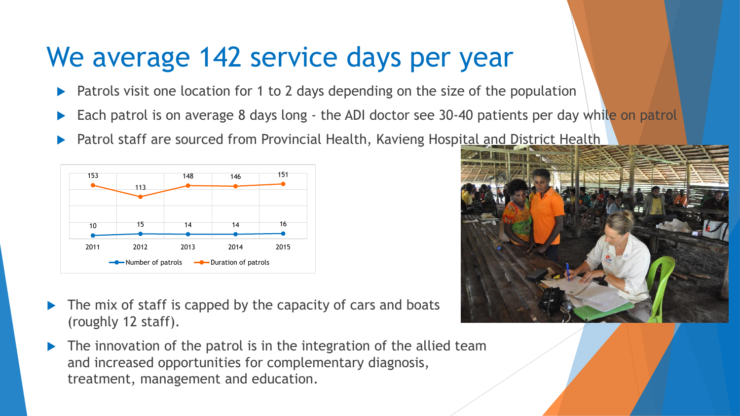# We average 142 service days per year

- Patrols visit one location for 1 to 2 days depending on the size of the population
- Each patrol is on average 8 days long - the ADI doctor see 30-40 patients per day while on patrol
- Patrol staff are sourced from Provincial Health, Kavieng Hospital and District Health

| | 2011 | 2012 | 2013 | 2014 | 2015 |
|---|---|---|---|---|---|
| Number of patrols | 10 | 15 | 14 | 14 | 16 |
| Duration of patrols | 153 | 113 | 148 | 146 | 151 |

- The mix of staff is capped by the capacity of cars and boats (roughly 12 staff).
- The innovation of the patrol is in the integration of the allied team and increased opportunities for complementary diagnosis, treatment, management and education.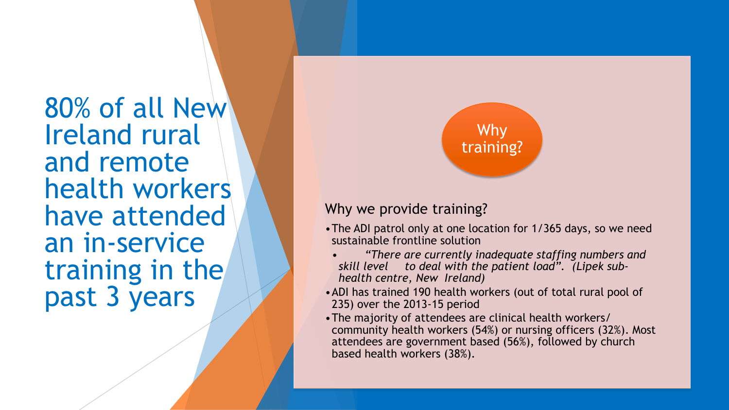# 80% of all New Ireland rural and remote health workers have attended an in-service training in the past 3 years

## Why training?

Why we provide training?

- The ADI patrol only at one location for 1/365 days, so we need sustainable frontline solution
  - *"There are currently inadequate staffing numbers and skill level to deal with the patient load". (Lipek sub-health centre, New Ireland)*
- ADI has trained 190 health workers (out of total rural pool of 235) over the 2013-15 period
- The majority of attendees are clinical health workers/ community health workers (54%) or nursing officers (32%). Most attendees are government based (56%), followed by church based health workers (38%).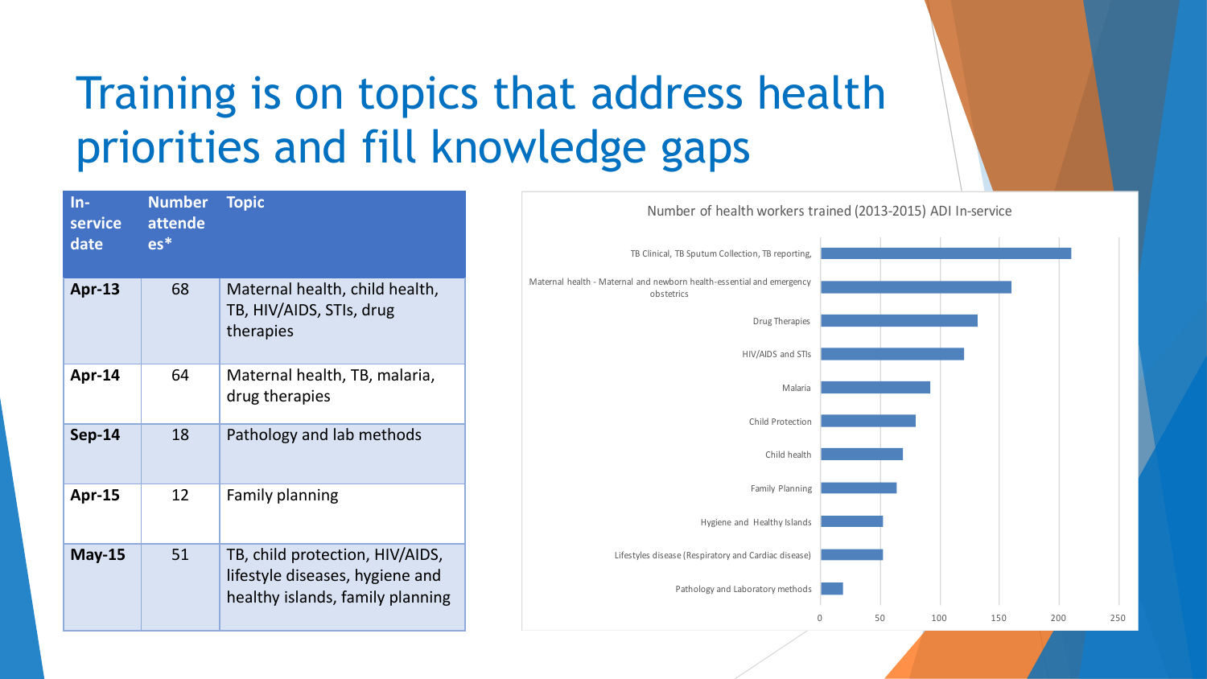# Training is on topics that address health priorities and fill knowledge gaps

| In-service date | Number attendees* | Topic |
|---|---|---|
| **Apr-13** | 68 | Maternal health, child health, TB, HIV/AIDS, STIs, drug therapies |
| **Apr-14** | 64 | Maternal health, TB, malaria, drug therapies |
| **Sep-14** | 18 | Pathology and lab methods |
| **Apr-15** | 12 | Family planning |
| **May-15** | 51 | TB, child protection, HIV/AIDS, lifestyle diseases, hygiene and healthy islands, family planning |

Number of health workers trained (2013-2015) ADI In-service

- TB Clinical, TB Sputum Collection, TB reporting,
- Maternal health - Maternal and newborn health-essential and emergency obstetrics
- Drug Therapies
- HIV/AIDS and STIs
- Malaria
- Child Protection
- Child health
- Family Planning
- Hygiene and Healthy Islands
- Lifestyles disease (Respiratory and Cardiac disease)
- Pathology and Laboratory methods

0 50 100 150 200 250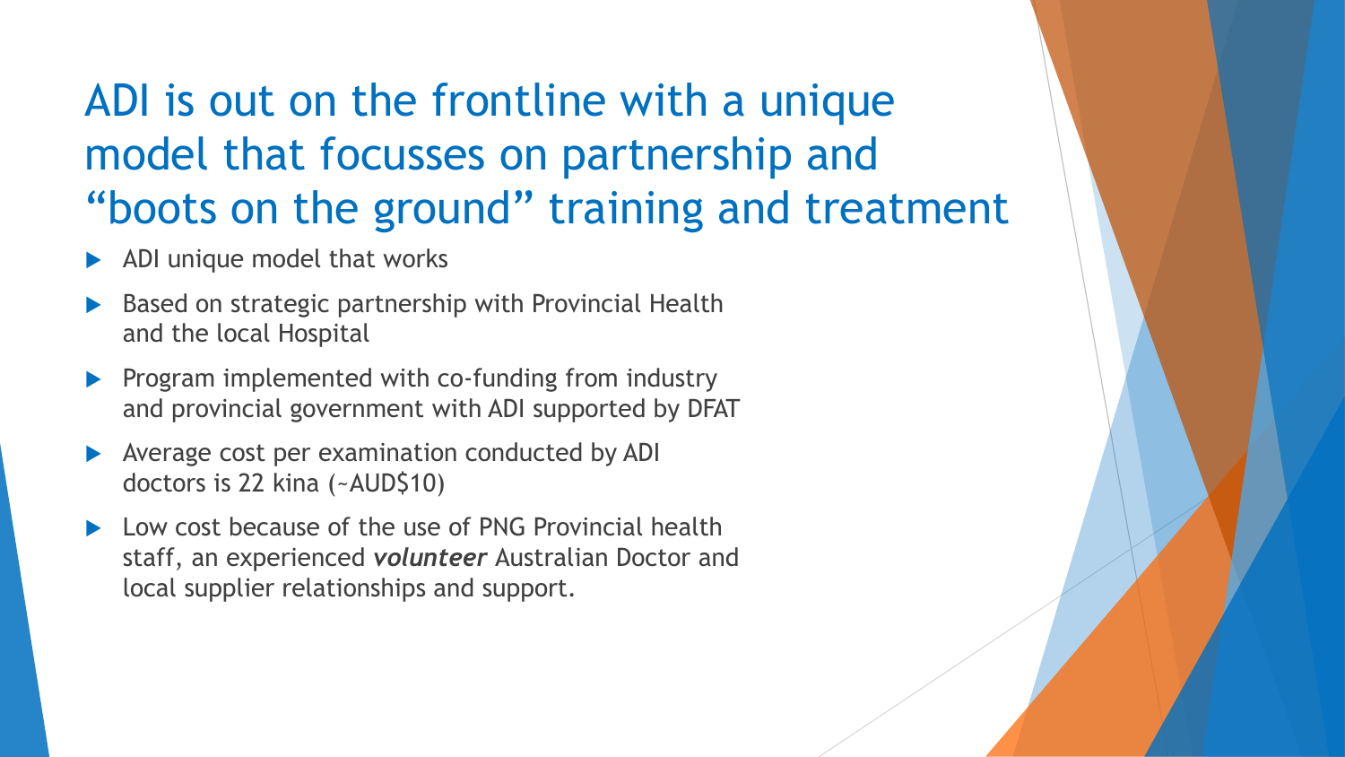# ADI is out on the frontline with a unique model that focusses on partnership and "boots on the ground" training and treatment

- ADI unique model that works
- Based on strategic partnership with Provincial Health and the local Hospital
- Program implemented with co-funding from industry and provincial government with ADI supported by DFAT
- Average cost per examination conducted by ADI doctors is 22 kina (~AUD$10)
- Low cost because of the use of PNG Provincial health staff, an experienced ***volunteer*** Australian Doctor and local supplier relationships and support.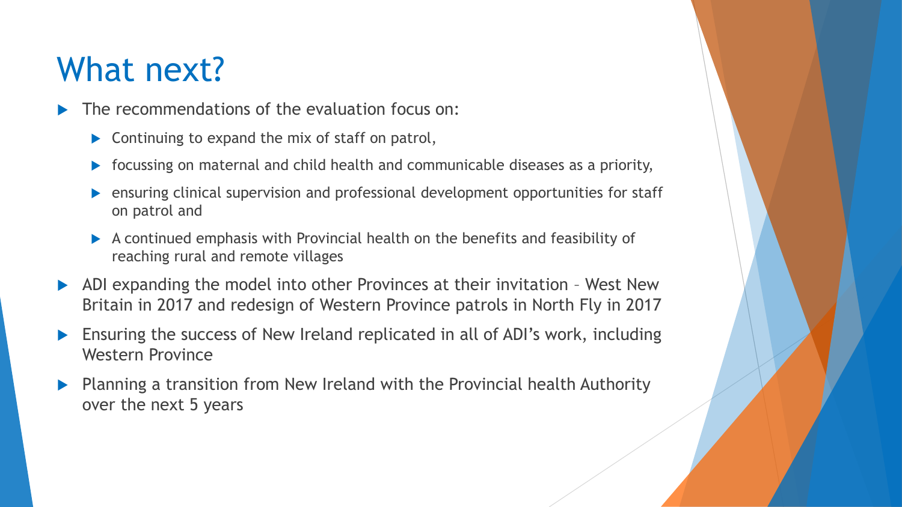# What next?

- The recommendations of the evaluation focus on:
  - Continuing to expand the mix of staff on patrol,
  - focussing on maternal and child health and communicable diseases as a priority,
  - ensuring clinical supervision and professional development opportunities for staff on patrol and
  - A continued emphasis with Provincial health on the benefits and feasibility of reaching rural and remote villages
- ADI expanding the model into other Provinces at their invitation – West New Britain in 2017 and redesign of Western Province patrols in North Fly in 2017
- Ensuring the success of New Ireland replicated in all of ADI's work, including Western Province
- Planning a transition from New Ireland with the Provincial health Authority over the next 5 years